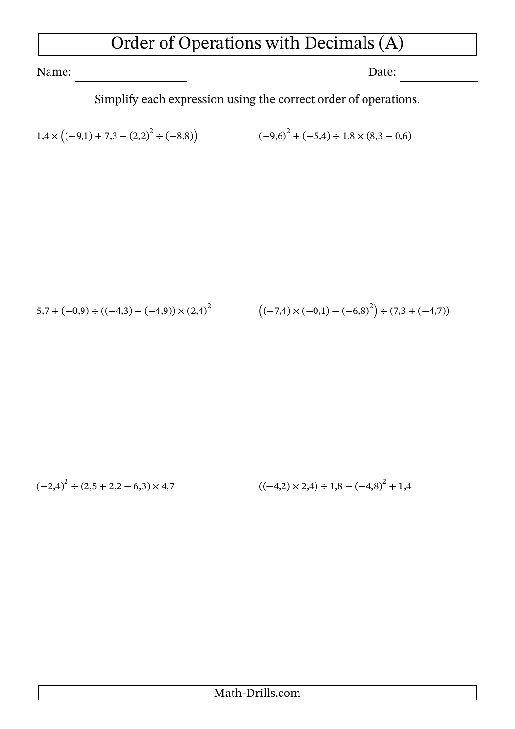# Order of Operations with Decimals (A)

Name: ____________________ Date: ______________

Simplify each expression using the correct order of operations.

$1{,}4 \times \left((-9{,}1) + 7{,}3 - (2{,}2)^2 \div (-8{,}8)\right)$

$(-9{,}6)^2 + (-5{,}4) \div 1{,}8 \times (8{,}3 - 0{,}6)$

$5{,}7 + (-0{,}9) \div ((-4{,}3) - (-4{,}9)) \times (2{,}4)^2$

$\left((-7{,}4) \times (-0{,}1) - (-6{,}8)^2\right) \div (7{,}3 + (-4{,}7))$

$(-2{,}4)^2 \div (2{,}5 + 2{,}2 - 6{,}3) \times 4{,}7$

$((-4{,}2) \times 2{,}4) \div 1{,}8 - (-4{,}8)^2 + 1{,}4$

Math-Drills.com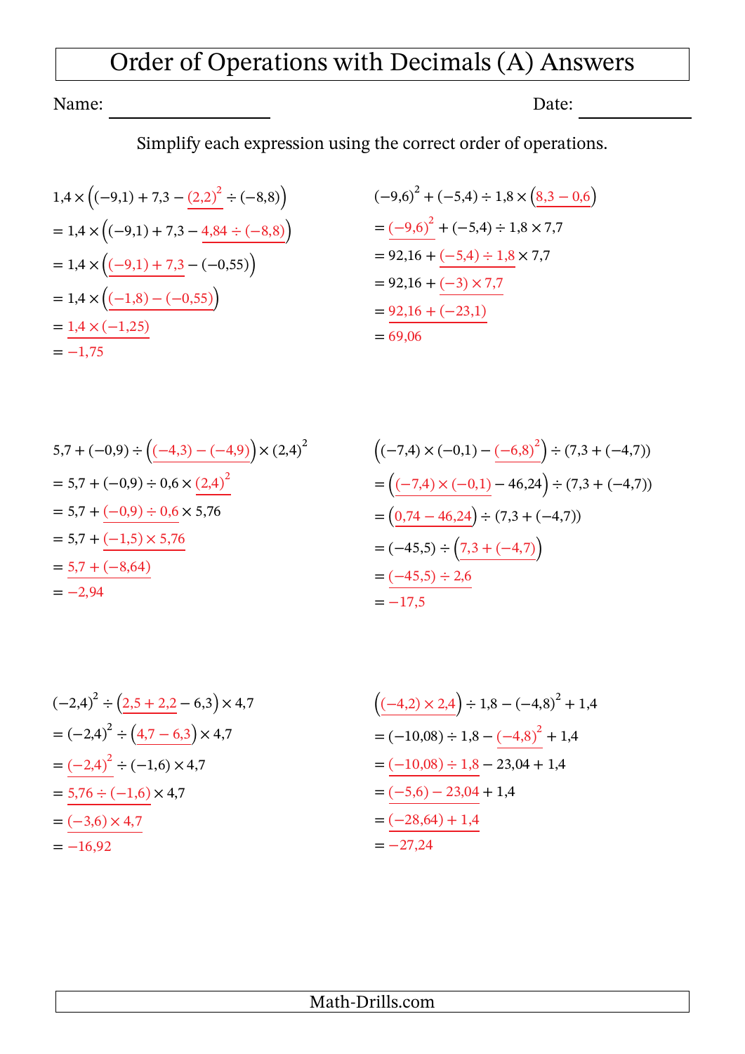# Order of Operations with Decimals (A) Answers

Name: \_\_\_\_\_\_\_\_\_\_\_\_\_\_\_\_ Date: \_\_\_\_\_\_\_\_\_\_

Simplify each expression using the correct order of operations.

$$1{,}4 \times \left((-9{,}1) + 7{,}3 - (2{,}2)^2 \div (-8{,}8)\right)$$
$$= 1{,}4 \times \left((-9{,}1) + 7{,}3 - 4{,}84 \div (-8{,}8)\right)$$
$$= 1{,}4 \times \left((-9{,}1) + 7{,}3 - (-0{,}55)\right)$$
$$= 1{,}4 \times \left((-1{,}8) - (-0{,}55)\right)$$
$$= 1{,}4 \times (-1{,}25)$$
$$= -1{,}75$$

$$(-9{,}6)^2 + (-5{,}4) \div 1{,}8 \times \left(8{,}3 - 0{,}6\right)$$
$$= (-9{,}6)^2 + (-5{,}4) \div 1{,}8 \times 7{,}7$$
$$= 92{,}16 + (-5{,}4) \div 1{,}8 \times 7{,}7$$
$$= 92{,}16 + (-3) \times 7{,}7$$
$$= 92{,}16 + (-23{,}1)$$
$$= 69{,}06$$

$$5{,}7 + (-0{,}9) \div \left((-4{,}3) - (-4{,}9)\right) \times (2{,}4)^2$$
$$= 5{,}7 + (-0{,}9) \div 0{,}6 \times (2{,}4)^2$$
$$= 5{,}7 + (-0{,}9) \div 0{,}6 \times 5{,}76$$
$$= 5{,}7 + (-1{,}5) \times 5{,}76$$
$$= 5{,}7 + (-8{,}64)$$
$$= -2{,}94$$

$$\left((-7{,}4) \times (-0{,}1) - (-6{,}8)^2\right) \div (7{,}3 + (-4{,}7))$$
$$= \left((-7{,}4) \times (-0{,}1) - 46{,}24\right) \div (7{,}3 + (-4{,}7))$$
$$= \left(0{,}74 - 46{,}24\right) \div (7{,}3 + (-4{,}7))$$
$$= (-45{,}5) \div \left(7{,}3 + (-4{,}7)\right)$$
$$= (-45{,}5) \div 2{,}6$$
$$= -17{,}5$$

$$(-2{,}4)^2 \div \left(2{,}5 + 2{,}2 - 6{,}3\right) \times 4{,}7$$
$$= (-2{,}4)^2 \div \left(4{,}7 - 6{,}3\right) \times 4{,}7$$
$$= (-2{,}4)^2 \div (-1{,}6) \times 4{,}7$$
$$= 5{,}76 \div (-1{,}6) \times 4{,}7$$
$$= (-3{,}6) \times 4{,}7$$
$$= -16{,}92$$

$$\left((-4{,}2) \times 2{,}4\right) \div 1{,}8 - (-4{,}8)^2 + 1{,}4$$
$$= (-10{,}08) \div 1{,}8 - (-4{,}8)^2 + 1{,}4$$
$$= (-10{,}08) \div 1{,}8 - 23{,}04 + 1{,}4$$
$$= (-5{,}6) - 23{,}04 + 1{,}4$$
$$= (-28{,}64) + 1{,}4$$
$$= -27{,}24$$